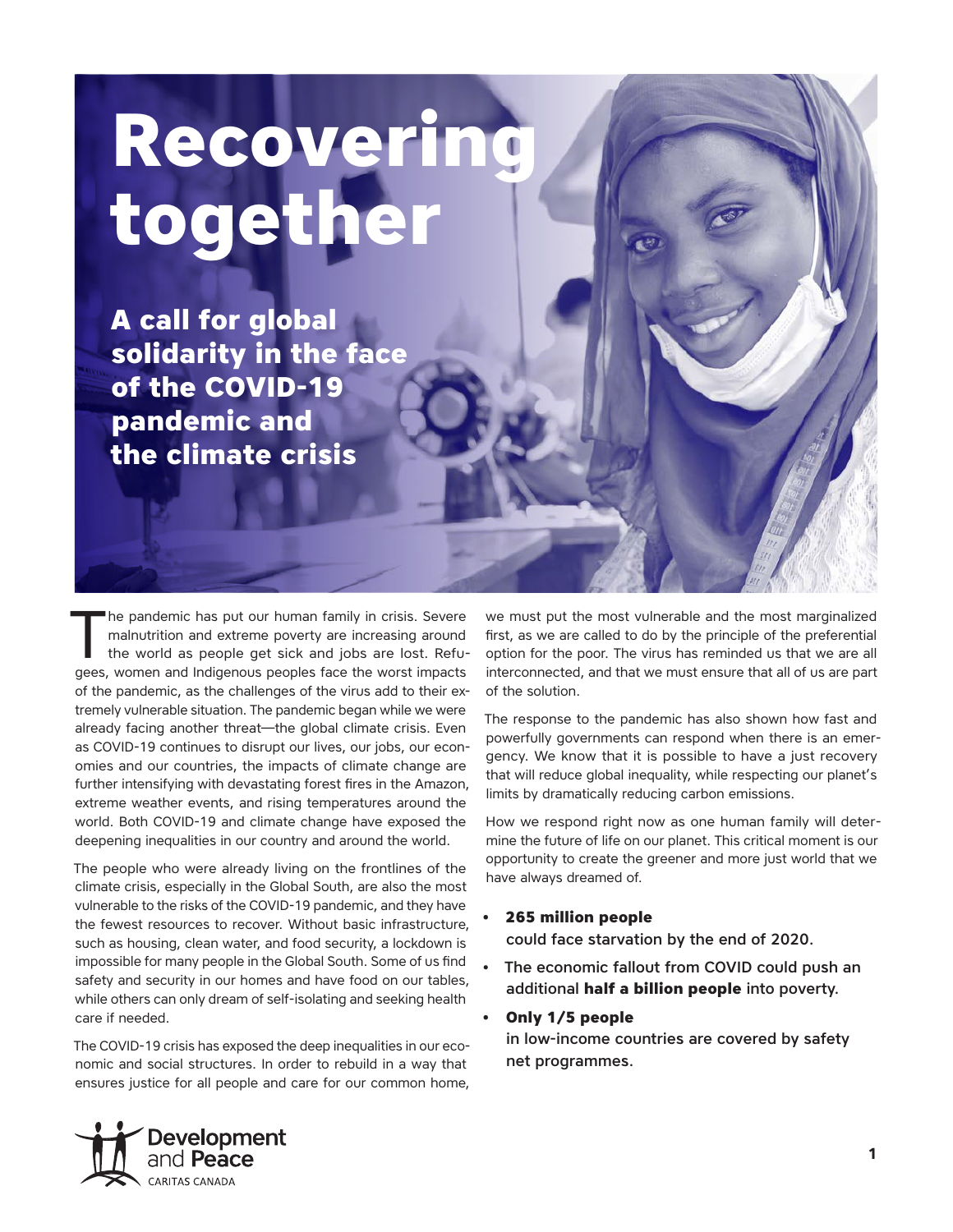# Recovering together

## A call for global solidarity in the face of the COVID-19 pandemic and the climate crisis

The pandemic has put our human family in crisis. Severe malnutrition and extreme poverty are increasing around the world as people get sick and jobs are lost. Refugees, women and Indigenous peoples face the worst impacts of the pandemic, as the challenges of the virus add to their extremely vulnerable situation. The pandemic began while we were already facing another threat—the global climate crisis. Even as COVID-19 continues to disrupt our lives, our jobs, our economies and our countries, the impacts of climate change are further intensifying with devastating forest fires in the Amazon, extreme weather events, and rising temperatures around the world. Both COVID-19 and climate change have exposed the deepening inequalities in our country and around the world.

The people who were already living on the frontlines of the climate crisis, especially in the Global South, are also the most vulnerable to the risks of the COVID-19 pandemic, and they have the fewest resources to recover. Without basic infrastructure, such as housing, clean water, and food security, a lockdown is impossible for many people in the Global South. Some of us find safety and security in our homes and have food on our tables, while others can only dream of self-isolating and seeking health care if needed.

The COVID-19 crisis has exposed the deep inequalities in our economic and social structures. In order to rebuild in a way that ensures justice for all people and care for our common home, we must put the most vulnerable and the most marginalized first, as we are called to do by the principle of the preferential option for the poor. The virus has reminded us that we are all interconnected, and that we must ensure that all of us are part of the solution.

The response to the pandemic has also shown how fast and powerfully governments can respond when there is an emergency. We know that it is possible to have a just recovery that will reduce global inequality, while respecting our planet's limits by dramatically reducing carbon emissions.

How we respond right now as one human family will determine the future of life on our planet. This critical moment is our opportunity to create the greener and more just world that we have always dreamed of.

- **265 million people** could face starvation by the end of 2020.
- The economic fallout from COVID could push an additional **half a billion people** into poverty.
- **Only 1/5 people** in low-income countries are covered by safety net programmes.

Development and Peace
CARITAS CANADA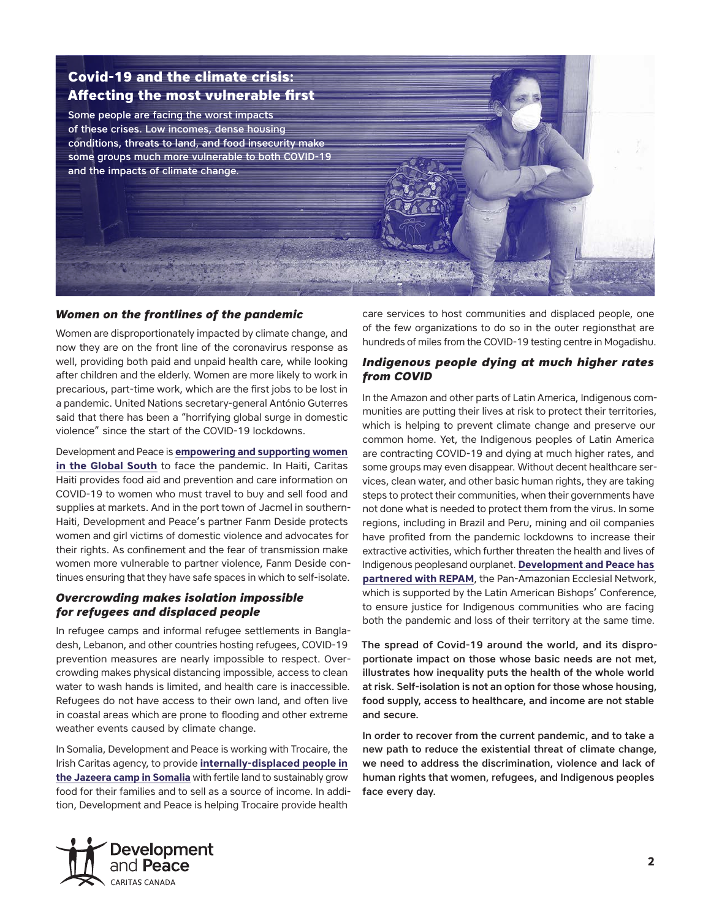## Covid-19 and the climate crisis: Affecting the most vulnerable first

**Some people are facing the worst impacts of these crises. Low incomes, dense housing conditions, threats to land, and food insecurity make some groups much more vulnerable to both COVID-19 and the impacts of climate change.**

### *Women on the frontlines of the pandemic*

Women are disproportionately impacted by climate change, and now they are on the front line of the coronavirus response as well, providing both paid and unpaid health care, while looking after children and the elderly. Women are more likely to work in precarious, part-time work, which are the first jobs to be lost in a pandemic. United Nations secretary-general António Guterres said that there has been a "horrifying global surge in domestic violence" since the start of the COVID-19 lockdowns.

Development and Peace is **empowering and supporting women in the Global South** to face the pandemic. In Haiti, Caritas Haiti provides food aid and prevention and care information on COVID-19 to women who must travel to buy and sell food and supplies at markets. And in the port town of Jacmel in southern-Haiti, Development and Peace's partner Fanm Deside protects women and girl victims of domestic violence and advocates for their rights. As confinement and the fear of transmission make women more vulnerable to partner violence, Fanm Deside continues ensuring that they have safe spaces in which to self-isolate.

### *Overcrowding makes isolation impossible for refugees and displaced people*

In refugee camps and informal refugee settlements in Bangladesh, Lebanon, and other countries hosting refugees, COVID-19 prevention measures are nearly impossible to respect. Overcrowding makes physical distancing impossible, access to clean water to wash hands is limited, and health care is inaccessible. Refugees do not have access to their own land, and often live in coastal areas which are prone to flooding and other extreme weather events caused by climate change.

In Somalia, Development and Peace is working with Trocaire, the Irish Caritas agency, to provide **internally-displaced people in the Jazeera camp in Somalia** with fertile land to sustainably grow food for their families and to sell as a source of income. In addition, Development and Peace is helping Trocaire provide health care services to host communities and displaced people, one of the few organizations to do so in the outer regionsthat are hundreds of miles from the COVID-19 testing centre in Mogadishu.

### *Indigenous people dying at much higher rates from COVID*

In the Amazon and other parts of Latin America, Indigenous communities are putting their lives at risk to protect their territories, which is helping to prevent climate change and preserve our common home. Yet, the Indigenous peoples of Latin America are contracting COVID-19 and dying at much higher rates, and some groups may even disappear. Without decent healthcare services, clean water, and other basic human rights, they are taking steps to protect their communities, when their governments have not done what is needed to protect them from the virus. In some regions, including in Brazil and Peru, mining and oil companies have profited from the pandemic lockdowns to increase their extractive activities, which further threaten the health and lives of Indigenous peoplesand ourplanet. **Development and Peace has partnered with REPAM**, the Pan-Amazonian Ecclesial Network, which is supported by the Latin American Bishops' Conference, to ensure justice for Indigenous communities who are facing both the pandemic and loss of their territory at the same time.

**The spread of Covid-19 around the world, and its disproportionate impact on those whose basic needs are not met, illustrates how inequality puts the health of the whole world at risk. Self-isolation is not an option for those whose housing, food supply, access to healthcare, and income are not stable and secure.**

**In order to recover from the current pandemic, and to take a new path to reduce the existential threat of climate change, we need to address the discrimination, violence and lack of human rights that women, refugees, and Indigenous peoples face every day.**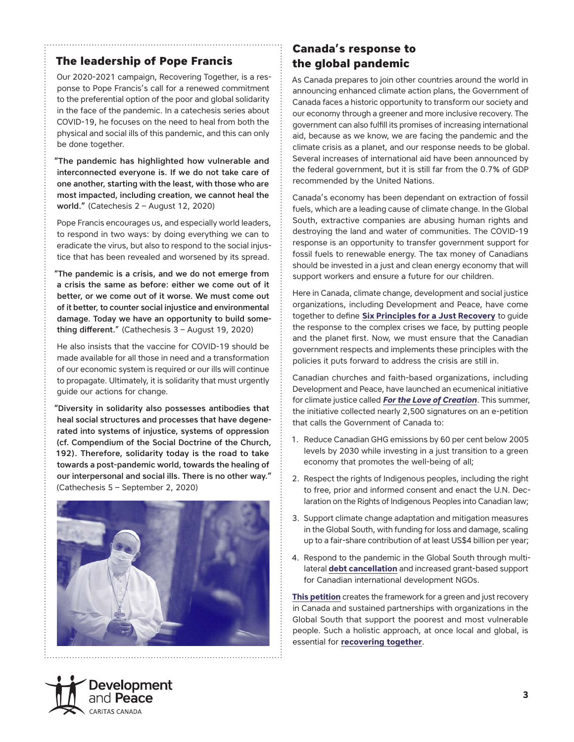## The leadership of Pope Francis

Our 2020-2021 campaign, Recovering Together, is a response to Pope Francis's call for a renewed commitment to the preferential option of the poor and global solidarity in the face of the pandemic. In a catechesis series about COVID-19, he focuses on the need to heal from both the physical and social ills of this pandemic, and this can only be done together.

**"The pandemic has highlighted how vulnerable and interconnected everyone is. If we do not take care of one another, starting with the least, with those who are most impacted, including creation, we cannot heal the world."** (Catechesis 2 – August 12, 2020)

Pope Francis encourages us, and especially world leaders, to respond in two ways: by doing everything we can to eradicate the virus, but also to respond to the social injustice that has been revealed and worsened by its spread.

**"The pandemic is a crisis, and we do not emerge from a crisis the same as before: either we come out of it better, or we come out of it worse. We must come out of it better, to counter social injustice and environmental damage. Today we have an opportunity to build something different."** (Cathechesis 3 – August 19, 2020)

He also insists that the vaccine for COVID-19 should be made available for all those in need and a transformation of our economic system is required or our ills will continue to propagate. Ultimately, it is solidarity that must urgently guide our actions for change.

**"Diversity in solidarity also possesses antibodies that heal social structures and processes that have degenerated into systems of injustice, systems of oppression (cf. Compendium of the Social Doctrine of the Church, 192). Therefore, solidarity today is the road to take towards a post-pandemic world, towards the healing of our interpersonal and social ills. There is no other way."** (Cathechesis 5 – September 2, 2020)

## Canada's response to the global pandemic

As Canada prepares to join other countries around the world in announcing enhanced climate action plans, the Government of Canada faces a historic opportunity to transform our society and our economy through a greener and more inclusive recovery. The government can also fulfill its promises of increasing international aid, because as we know, we are facing the pandemic and the climate crisis as a planet, and our response needs to be global. Several increases of international aid have been announced by the federal government, but it is still far from the 0.7% of GDP recommended by the United Nations.

Canada's economy has been dependant on extraction of fossil fuels, which are a leading cause of climate change. In the Global South, extractive companies are abusing human rights and destroying the land and water of communities. The COVID-19 response is an opportunity to transfer government support for fossil fuels to renewable energy. The tax money of Canadians should be invested in a just and clean energy economy that will support workers and ensure a future for our children.

Here in Canada, climate change, development and social justice organizations, including Development and Peace, have come together to define **Six Principles for a Just Recovery** to guide the response to the complex crises we face, by putting people and the planet first. Now, we must ensure that the Canadian government respects and implements these principles with the policies it puts forward to address the crisis are still in.

Canadian churches and faith-based organizations, including Development and Peace, have launched an ecumenical initiative for climate justice called ***For the Love of Creation***. This summer, the initiative collected nearly 2,500 signatures on an e-petition that calls the Government of Canada to:

1. Reduce Canadian GHG emissions by 60 per cent below 2005 levels by 2030 while investing in a just transition to a green economy that promotes the well-being of all;
2. Respect the rights of Indigenous peoples, including the right to free, prior and informed consent and enact the U.N. Declaration on the Rights of Indigenous Peoples into Canadian law;
3. Support climate change adaptation and mitigation measures in the Global South, with funding for loss and damage, scaling up to a fair-share contribution of at least US$4 billion per year;
4. Respond to the pandemic in the Global South through multilateral **debt cancellation** and increased grant-based support for Canadian international development NGOs.

**This petition** creates the framework for a green and just recovery in Canada and sustained partnerships with organizations in the Global South that support the poorest and most vulnerable people. Such a holistic approach, at once local and global, is essential for **recovering together**.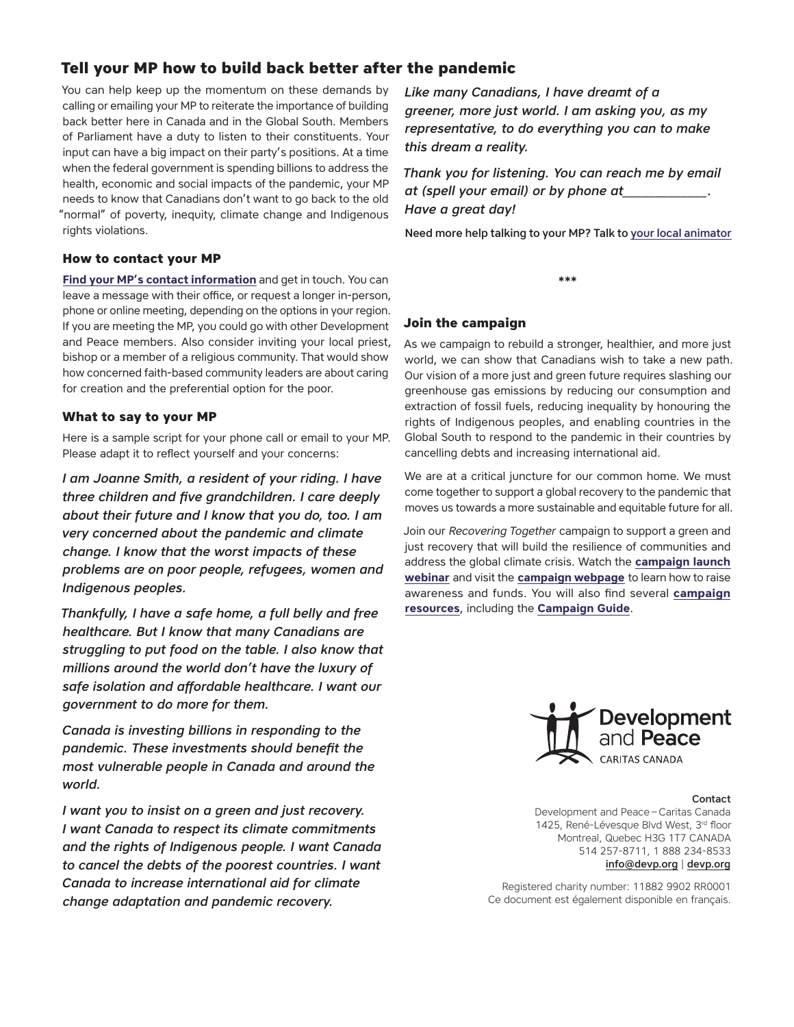## Tell your MP how to build back better after the pandemic

You can help keep up the momentum on these demands by calling or emailing your MP to reiterate the importance of building back better here in Canada and in the Global South. Members of Parliament have a duty to listen to their constituents. Your input can have a big impact on their party's positions. At a time when the federal government is spending billions to address the health, economic and social impacts of the pandemic, your MP needs to know that Canadians don't want to go back to the old "normal" of poverty, inequity, climate change and Indigenous rights violations.

### How to contact your MP

**Find your MP's contact information** and get in touch. You can leave a message with their office, or request a longer in-person, phone or online meeting, depending on the options in your region. If you are meeting the MP, you could go with other Development and Peace members. Also consider inviting your local priest, bishop or a member of a religious community. That would show how concerned faith-based community leaders are about caring for creation and the preferential option for the poor.

### What to say to your MP

Here is a sample script for your phone call or email to your MP. Please adapt it to reflect yourself and your concerns:

*I am Joanne Smith, a resident of your riding. I have three children and five grandchildren. I care deeply about their future and I know that you do, too. I am very concerned about the pandemic and climate change. I know that the worst impacts of these problems are on poor people, refugees, women and Indigenous peoples.*

*Thankfully, I have a safe home, a full belly and free healthcare. But I know that many Canadians are struggling to put food on the table. I also know that millions around the world don't have the luxury of safe isolation and affordable healthcare. I want our government to do more for them.*

*Canada is investing billions in responding to the pandemic. These investments should benefit the most vulnerable people in Canada and around the world.*

*I want you to insist on a green and just recovery. I want Canada to respect its climate commitments and the rights of Indigenous people. I want Canada to cancel the debts of the poorest countries. I want Canada to increase international aid for climate change adaptation and pandemic recovery.*

*Like many Canadians, I have dreamt of a greener, more just world. I am asking you, as my representative, to do everything you can to make this dream a reality.*

*Thank you for listening. You can reach me by email at (spell your email) or by phone at\_\_\_\_\_\_\_\_\_\_\_\_. Have a great day!*

Need more help talking to your MP? Talk to your local animator

\*\*\*

### Join the campaign

As we campaign to rebuild a stronger, healthier, and more just world, we can show that Canadians wish to take a new path. Our vision of a more just and green future requires slashing our greenhouse gas emissions by reducing our consumption and extraction of fossil fuels, reducing inequality by honouring the rights of Indigenous peoples, and enabling countries in the Global South to respond to the pandemic in their countries by cancelling debts and increasing international aid.

We are at a critical juncture for our common home. We must come together to support a global recovery to the pandemic that moves us towards a more sustainable and equitable future for all.

Join our *Recovering Together* campaign to support a green and just recovery that will build the resilience of communities and address the global climate crisis. Watch the **campaign launch webinar** and visit the **campaign webpage** to learn how to raise awareness and funds. You will also find several **campaign resources**, including the **Campaign Guide**.

Development and Peace
CARITAS CANADA

**Contact**
Development and Peace – Caritas Canada
1425, René-Lévesque Blvd West, 3rd floor
Montreal, Quebec H3G 1T7 CANADA
514 257-8711, 1 888 234-8533
**info@devp.org** | **devp.org**

Registered charity number: 11882 9902 RR0001
Ce document est également disponible en français.